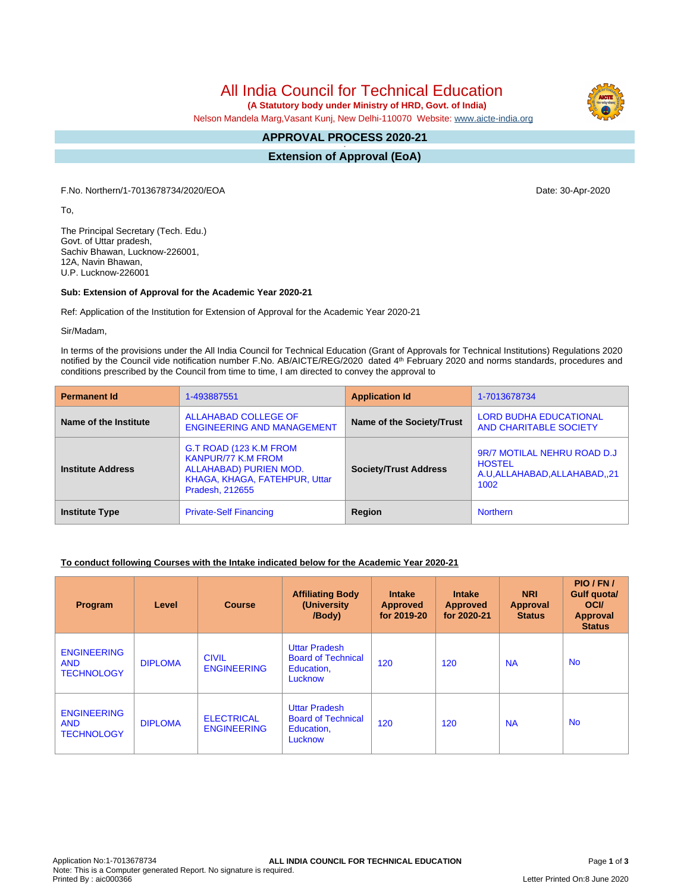# All India Council for Technical Education

**(A Statutory body under Ministry of HRD, Govt. of India)**

Nelson Mandela Marg,Vasant Kunj, New Delhi-110070 Website: www.aicte-india.org

## APPROVAL PROCESS 2020-21

## Extension of Approval (EoA)

F.No. Northern/1-7013678734/2020/EOA

Date: 30-Apr-2020

To,

The Principal Secretary (Tech. Edu.)
Govt. of Uttar pradesh,
Sachiv Bhawan, Lucknow-226001,
12A, Navin Bhawan,
U.P. Lucknow-226001

**Sub: Extension of Approval for the Academic Year 2020-21**

Ref: Application of the Institution for Extension of Approval for the Academic Year 2020-21

Sir/Madam,

In terms of the provisions under the All India Council for Technical Education (Grant of Approvals for Technical Institutions) Regulations 2020 notified by the Council vide notification number F.No. AB/AICTE/REG/2020 dated 4th February 2020 and norms standards, procedures and conditions prescribed by the Council from time to time, I am directed to convey the approval to

| **Permanent Id** | 1-493887551 | **Application Id** | 1-7013678734 |
|---|---|---|---|
| **Name of the Institute** | ALLAHABAD COLLEGE OF ENGINEERING AND MANAGEMENT | **Name of the Society/Trust** | LORD BUDHA EDUCATIONAL AND CHARITABLE SOCIETY |
| **Institute Address** | G.T ROAD (123 K.M FROM KANPUR/77 K.M FROM ALLAHABAD) PURIEN MOD. KHAGA, KHAGA, FATEHPUR, Uttar Pradesh, 212655 | **Society/Trust Address** | 9R/7 MOTILAL NEHRU ROAD D.J HOSTEL A.U,ALLAHABAD,ALLAHABAD,,211002 |
| **Institute Type** | Private-Self Financing | **Region** | Northern |

**To conduct following Courses with the Intake indicated below for the Academic Year 2020-21**

| Program | Level | Course | Affiliating Body (University /Body) | Intake Approved for 2019-20 | Intake Approved for 2020-21 | NRI Approval Status | PIO / FN / Gulf quota/ OCI/ Approval Status |
|---|---|---|---|---|---|---|---|
| ENGINEERING AND TECHNOLOGY | DIPLOMA | CIVIL ENGINEERING | Uttar Pradesh Board of Technical Education, Lucknow | 120 | 120 | NA | No |
| ENGINEERING AND TECHNOLOGY | DIPLOMA | ELECTRICAL ENGINEERING | Uttar Pradesh Board of Technical Education, Lucknow | 120 | 120 | NA | No |

Application No:1-7013678734
Note: This is a Computer generated Report. No signature is required.
Printed By : aic000366

Letter Printed On:8 June 2020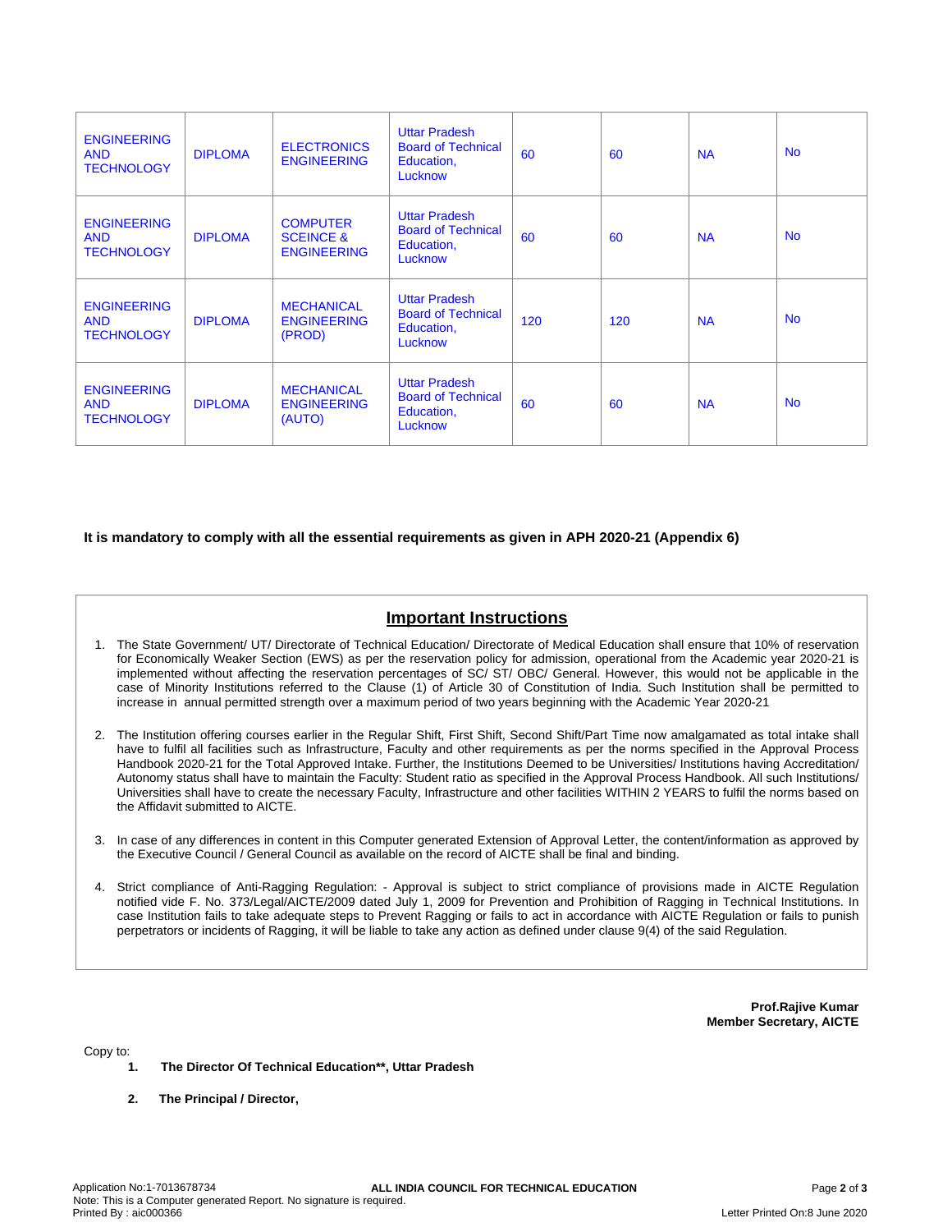| ENGINEERING AND TECHNOLOGY | DIPLOMA | ELECTRONICS ENGINEERING | Uttar Pradesh Board of Technical Education, Lucknow | 60 | 60 | NA | No |
|---|---|---|---|---|---|---|---|
| ENGINEERING AND TECHNOLOGY | DIPLOMA | COMPUTER SCEINCE & ENGINEERING | Uttar Pradesh Board of Technical Education, Lucknow | 60 | 60 | NA | No |
| ENGINEERING AND TECHNOLOGY | DIPLOMA | MECHANICAL ENGINEERING (PROD) | Uttar Pradesh Board of Technical Education, Lucknow | 120 | 120 | NA | No |
| ENGINEERING AND TECHNOLOGY | DIPLOMA | MECHANICAL ENGINEERING (AUTO) | Uttar Pradesh Board of Technical Education, Lucknow | 60 | 60 | NA | No |

**It is mandatory to comply with all the essential requirements as given in APH 2020-21 (Appendix 6)**

## Important Instructions

1. The State Government/ UT/ Directorate of Technical Education/ Directorate of Medical Education shall ensure that 10% of reservation for Economically Weaker Section (EWS) as per the reservation policy for admission, operational from the Academic year 2020-21 is implemented without affecting the reservation percentages of SC/ ST/ OBC/ General. However, this would not be applicable in the case of Minority Institutions referred to the Clause (1) of Article 30 of Constitution of India. Such Institution shall be permitted to increase in annual permitted strength over a maximum period of two years beginning with the Academic Year 2020-21

2. The Institution offering courses earlier in the Regular Shift, First Shift, Second Shift/Part Time now amalgamated as total intake shall have to fulfil all facilities such as Infrastructure, Faculty and other requirements as per the norms specified in the Approval Process Handbook 2020-21 for the Total Approved Intake. Further, the Institutions Deemed to be Universities/ Institutions having Accreditation/ Autonomy status shall have to maintain the Faculty: Student ratio as specified in the Approval Process Handbook. All such Institutions/ Universities shall have to create the necessary Faculty, Infrastructure and other facilities WITHIN 2 YEARS to fulfil the norms based on the Affidavit submitted to AICTE.

3. In case of any differences in content in this Computer generated Extension of Approval Letter, the content/information as approved by the Executive Council / General Council as available on the record of AICTE shall be final and binding.

4. Strict compliance of Anti-Ragging Regulation: - Approval is subject to strict compliance of provisions made in AICTE Regulation notified vide F. No. 373/Legal/AICTE/2009 dated July 1, 2009 for Prevention and Prohibition of Ragging in Technical Institutions. In case Institution fails to take adequate steps to Prevent Ragging or fails to act in accordance with AICTE Regulation or fails to punish perpetrators or incidents of Ragging, it will be liable to take any action as defined under clause 9(4) of the said Regulation.

**Prof.Rajive Kumar**
**Member Secretary, AICTE**

Copy to:

1. **The Director Of Technical Education\*\*, Uttar Pradesh**
2. **The Principal / Director,**

Application No:1-7013678734
Note: This is a Computer generated Report. No signature is required.
Printed By : aic000366

Letter Printed On:8 June 2020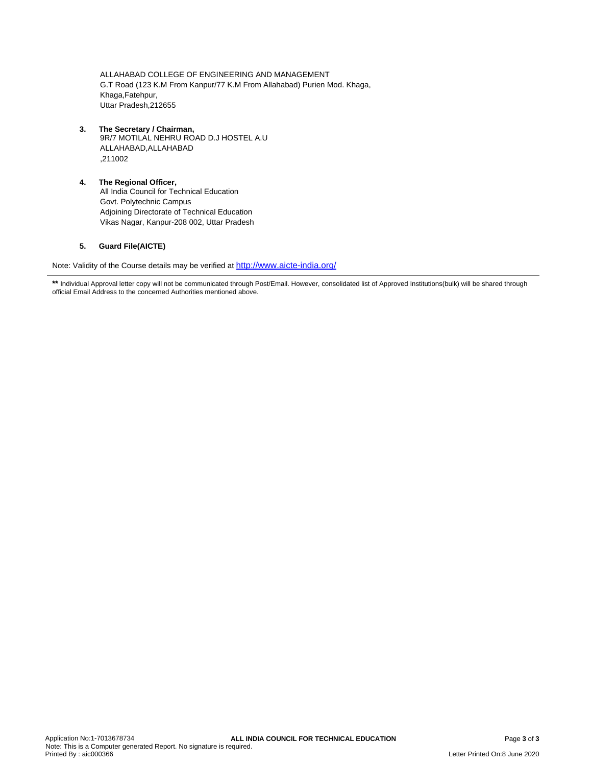ALLAHABAD COLLEGE OF ENGINEERING AND MANAGEMENT
G.T Road (123 K.M From Kanpur/77 K.M From Allahabad) Purien Mod. Khaga,
Khaga,Fatehpur,
Uttar Pradesh,212655

3. **The Secretary / Chairman,**
   9R/7 MOTILAL NEHRU ROAD D.J HOSTEL A.U
   ALLAHABAD,ALLAHABAD
   ,211002

4. **The Regional Officer,**
   All India Council for Technical Education
   Govt. Polytechnic Campus
   Adjoining Directorate of Technical Education
   Vikas Nagar, Kanpur-208 002, Uttar Pradesh

5. **Guard File(AICTE)**

Note: Validity of the Course details may be verified at http://www.aicte-india.org/

---

**\*\*** Individual Approval letter copy will not be communicated through Post/Email. However, consolidated list of Approved Institutions(bulk) will be shared through official Email Address to the concerned Authorities mentioned above.

Application No:1-7013678734
Note: This is a Computer generated Report. No signature is required.
Printed By : aic000366

**ALL INDIA COUNCIL FOR TECHNICAL EDUCATION**

Letter Printed On:8 June 2020